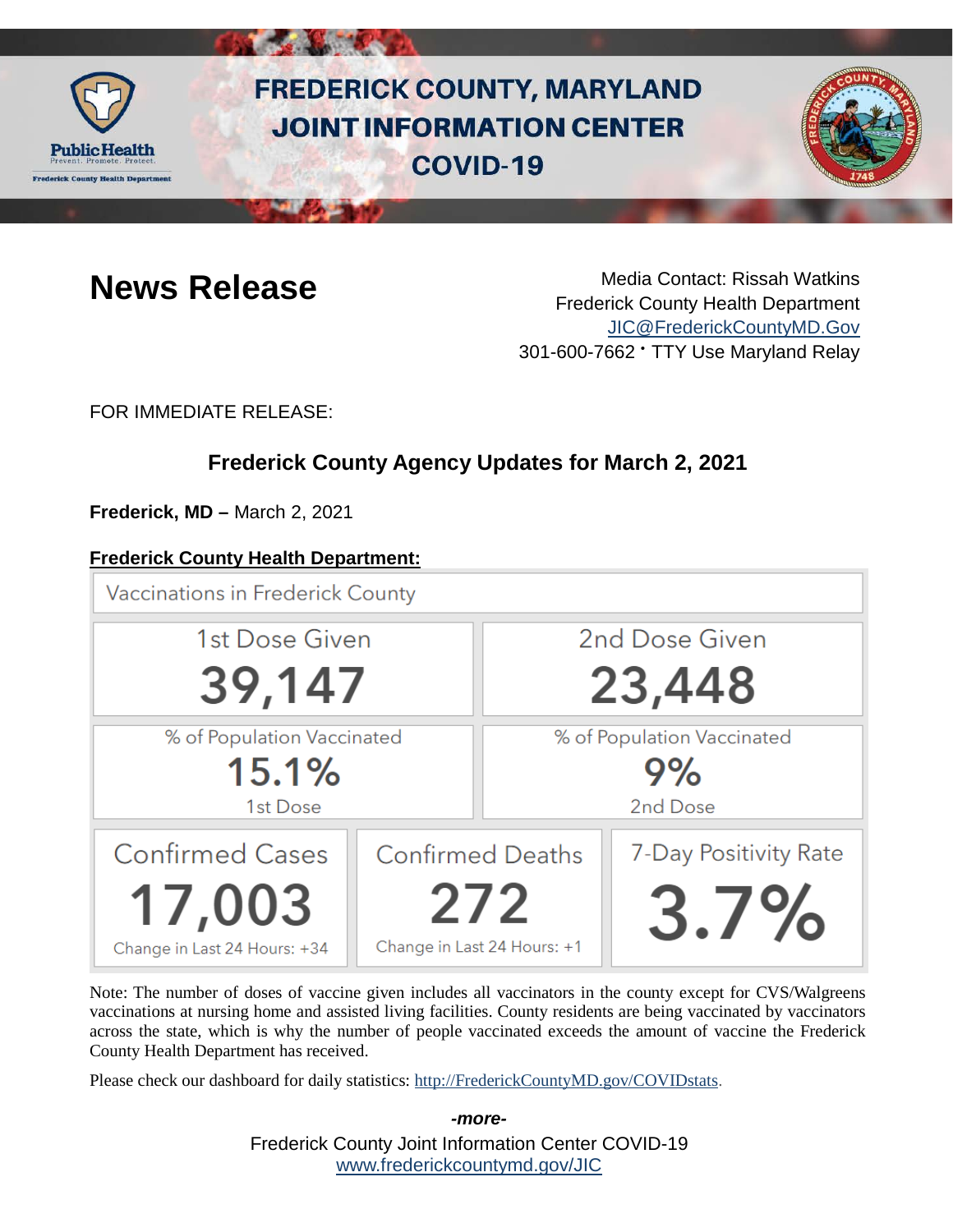# FREDERICK COUNTY, MARYLAND JOINT INFORMATION CENTER COVID-19

## News Release

Media Contact: Rissah Watkins
Frederick County Health Department
JIC@FrederickCountyMD.Gov
301-600-7662 • TTY Use Maryland Relay

FOR IMMEDIATE RELEASE:

### Frederick County Agency Updates for March 2, 2021

**Frederick, MD –** March 2, 2021

**Frederick County Health Department:**

**Vaccinations in Frederick County**

| 1st Dose Given | 2nd Dose Given |
|---|---|
| 39,147 | 23,448 |

| % of Population Vaccinated – 1st Dose | % of Population Vaccinated – 2nd Dose |
|---|---|
| 15.1% | 9% |

| Confirmed Cases | Confirmed Deaths | 7-Day Positivity Rate |
|---|---|---|
| 17,003 | 272 | 3.7% |
| Change in Last 24 Hours: +34 | Change in Last 24 Hours: +1 | |

Note: The number of doses of vaccine given includes all vaccinators in the county except for CVS/Walgreens vaccinations at nursing home and assisted living facilities. County residents are being vaccinated by vaccinators across the state, which is why the number of people vaccinated exceeds the amount of vaccine the Frederick County Health Department has received.

Please check our dashboard for daily statistics: http://FrederickCountyMD.gov/COVIDstats.

*-more-*

Frederick County Joint Information Center COVID-19
www.frederickcountymd.gov/JIC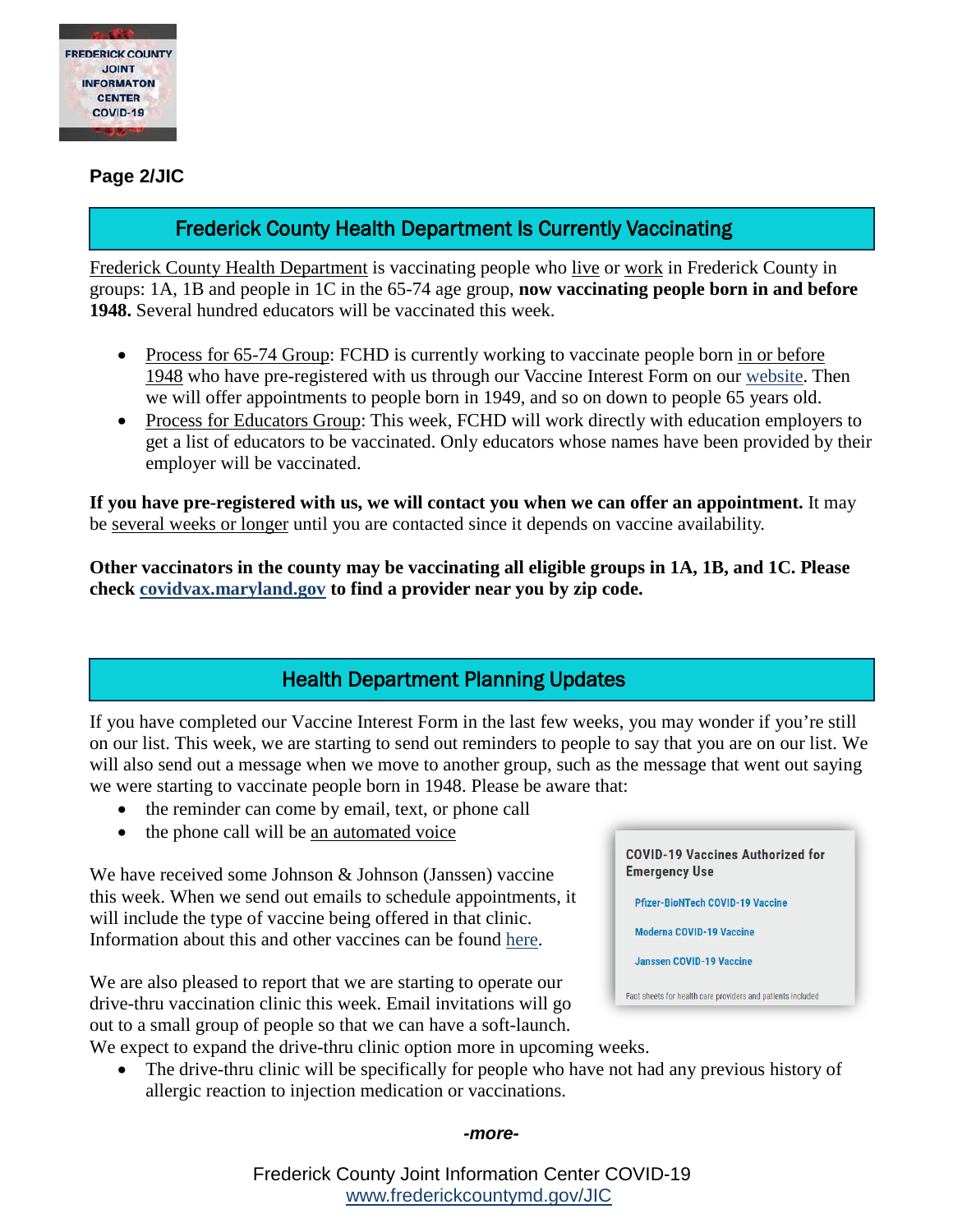**Page 2/JIC**

## Frederick County Health Department Is Currently Vaccinating

Frederick County Health Department is vaccinating people who live or work in Frederick County in groups: 1A, 1B and people in 1C in the 65-74 age group, **now vaccinating people born in and before 1948.** Several hundred educators will be vaccinated this week.

- Process for 65-74 Group: FCHD is currently working to vaccinate people born in or before 1948 who have pre-registered with us through our Vaccine Interest Form on our website. Then we will offer appointments to people born in 1949, and so on down to people 65 years old.
- Process for Educators Group: This week, FCHD will work directly with education employers to get a list of educators to be vaccinated. Only educators whose names have been provided by their employer will be vaccinated.

**If you have pre-registered with us, we will contact you when we can offer an appointment.** It may be several weeks or longer until you are contacted since it depends on vaccine availability.

**Other vaccinators in the county may be vaccinating all eligible groups in 1A, 1B, and 1C. Please check covidvax.maryland.gov to find a provider near you by zip code.**

## Health Department Planning Updates

If you have completed our Vaccine Interest Form in the last few weeks, you may wonder if you're still on our list. This week, we are starting to send out reminders to people to say that you are on our list. We will also send out a message when we move to another group, such as the message that went out saying we were starting to vaccinate people born in 1948. Please be aware that:

- the reminder can come by email, text, or phone call
- the phone call will be an automated voice

We have received some Johnson & Johnson (Janssen) vaccine this week. When we send out emails to schedule appointments, it will include the type of vaccine being offered in that clinic. Information about this and other vaccines can be found here.

**COVID-19 Vaccines Authorized for Emergency Use**

- Pfizer-BioNTech COVID-19 Vaccine
- Moderna COVID-19 Vaccine
- Janssen COVID-19 Vaccine

Fact sheets for health care providers and patients included

We are also pleased to report that we are starting to operate our drive-thru vaccination clinic this week. Email invitations will go out to a small group of people so that we can have a soft-launch. We expect to expand the drive-thru clinic option more in upcoming weeks.

- The drive-thru clinic will be specifically for people who have not had any previous history of allergic reaction to injection medication or vaccinations.

*-more-*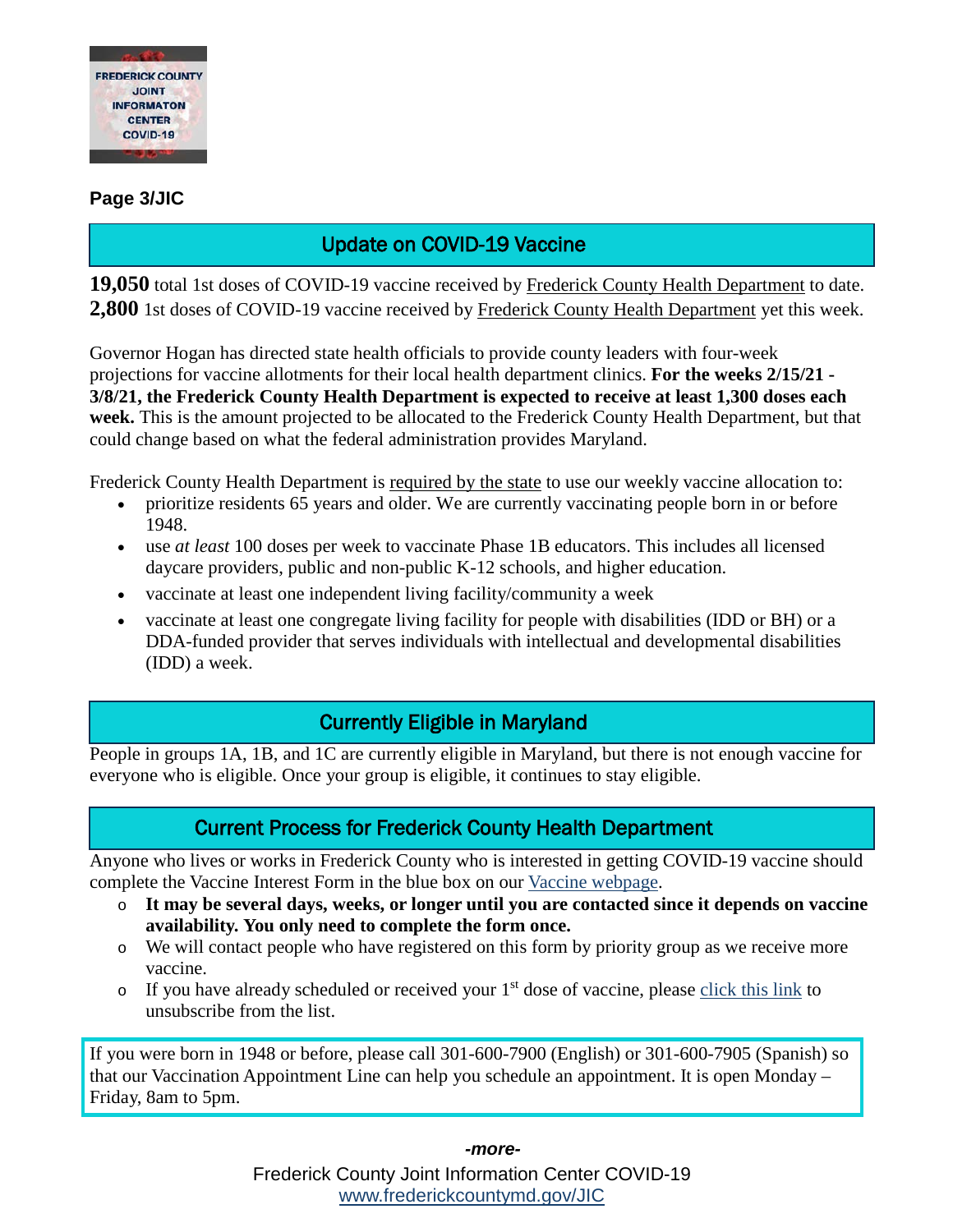**Page 3/JIC**

## Update on COVID-19 Vaccine

**19,050** total 1st doses of COVID-19 vaccine received by Frederick County Health Department to date.
**2,800** 1st doses of COVID-19 vaccine received by Frederick County Health Department yet this week.

Governor Hogan has directed state health officials to provide county leaders with four-week projections for vaccine allotments for their local health department clinics. **For the weeks 2/15/21 - 3/8/21, the Frederick County Health Department is expected to receive at least 1,300 doses each week.** This is the amount projected to be allocated to the Frederick County Health Department, but that could change based on what the federal administration provides Maryland.

Frederick County Health Department is required by the state to use our weekly vaccine allocation to:

- prioritize residents 65 years and older. We are currently vaccinating people born in or before 1948.
- use *at least* 100 doses per week to vaccinate Phase 1B educators. This includes all licensed daycare providers, public and non-public K-12 schools, and higher education.
- vaccinate at least one independent living facility/community a week
- vaccinate at least one congregate living facility for people with disabilities (IDD or BH) or a DDA-funded provider that serves individuals with intellectual and developmental disabilities (IDD) a week.

## Currently Eligible in Maryland

People in groups 1A, 1B, and 1C are currently eligible in Maryland, but there is not enough vaccine for everyone who is eligible. Once your group is eligible, it continues to stay eligible.

## Current Process for Frederick County Health Department

Anyone who lives or works in Frederick County who is interested in getting COVID-19 vaccine should complete the Vaccine Interest Form in the blue box on our Vaccine webpage.

- **It may be several days, weeks, or longer until you are contacted since it depends on vaccine availability. You only need to complete the form once.**
- We will contact people who have registered on this form by priority group as we receive more vaccine.
- If you have already scheduled or received your 1st dose of vaccine, please click this link to unsubscribe from the list.

If you were born in 1948 or before, please call 301-600-7900 (English) or 301-600-7905 (Spanish) so that our Vaccination Appointment Line can help you schedule an appointment. It is open Monday – Friday, 8am to 5pm.

*-more-*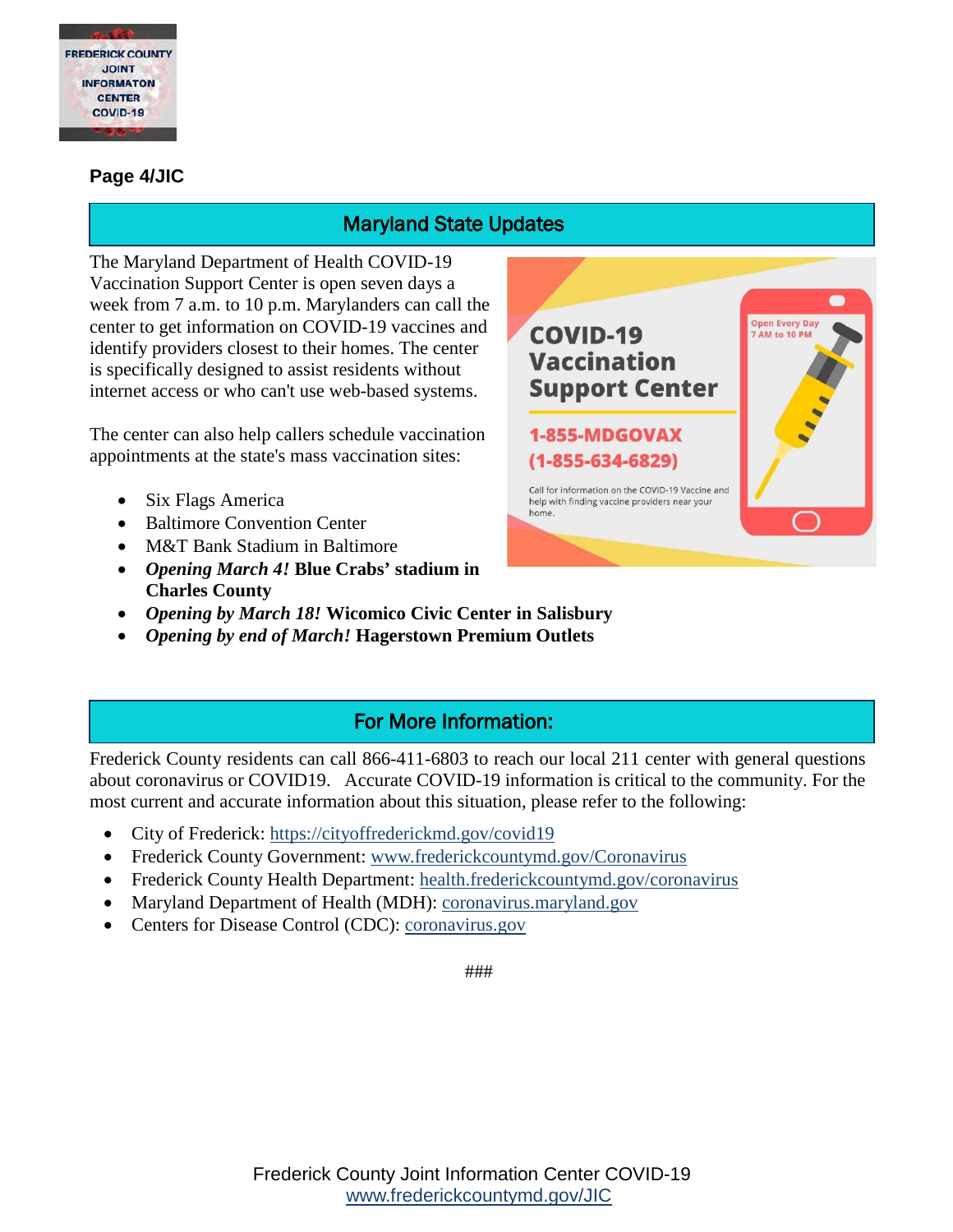Page 4/JIC

## Maryland State Updates

The Maryland Department of Health COVID-19 Vaccination Support Center is open seven days a week from 7 a.m. to 10 p.m. Marylanders can call the center to get information on COVID-19 vaccines and identify providers closest to their homes. The center is specifically designed to assist residents without internet access or who can't use web-based systems.

COVID-19 Vaccination Support Center

Open Every Day 7 AM to 10 PM

1-855-MDGOVAX (1-855-634-6829)

Call for information on the COVID-19 Vaccine and help with finding vaccine providers near your home.

The center can also help callers schedule vaccination appointments at the state's mass vaccination sites:

- Six Flags America
- Baltimore Convention Center
- M&T Bank Stadium in Baltimore
- ***Opening March 4!*** **Blue Crabs' stadium in Charles County**
- ***Opening by March 18!*** **Wicomico Civic Center in Salisbury**
- ***Opening by end of March!*** **Hagerstown Premium Outlets**

## For More Information:

Frederick County residents can call 866-411-6803 to reach our local 211 center with general questions about coronavirus or COVID19. Accurate COVID-19 information is critical to the community. For the most current and accurate information about this situation, please refer to the following:

- City of Frederick: https://cityoffrederickmd.gov/covid19
- Frederick County Government: www.frederickcountymd.gov/Coronavirus
- Frederick County Health Department: health.frederickcountymd.gov/coronavirus
- Maryland Department of Health (MDH): coronavirus.maryland.gov
- Centers for Disease Control (CDC): coronavirus.gov

###